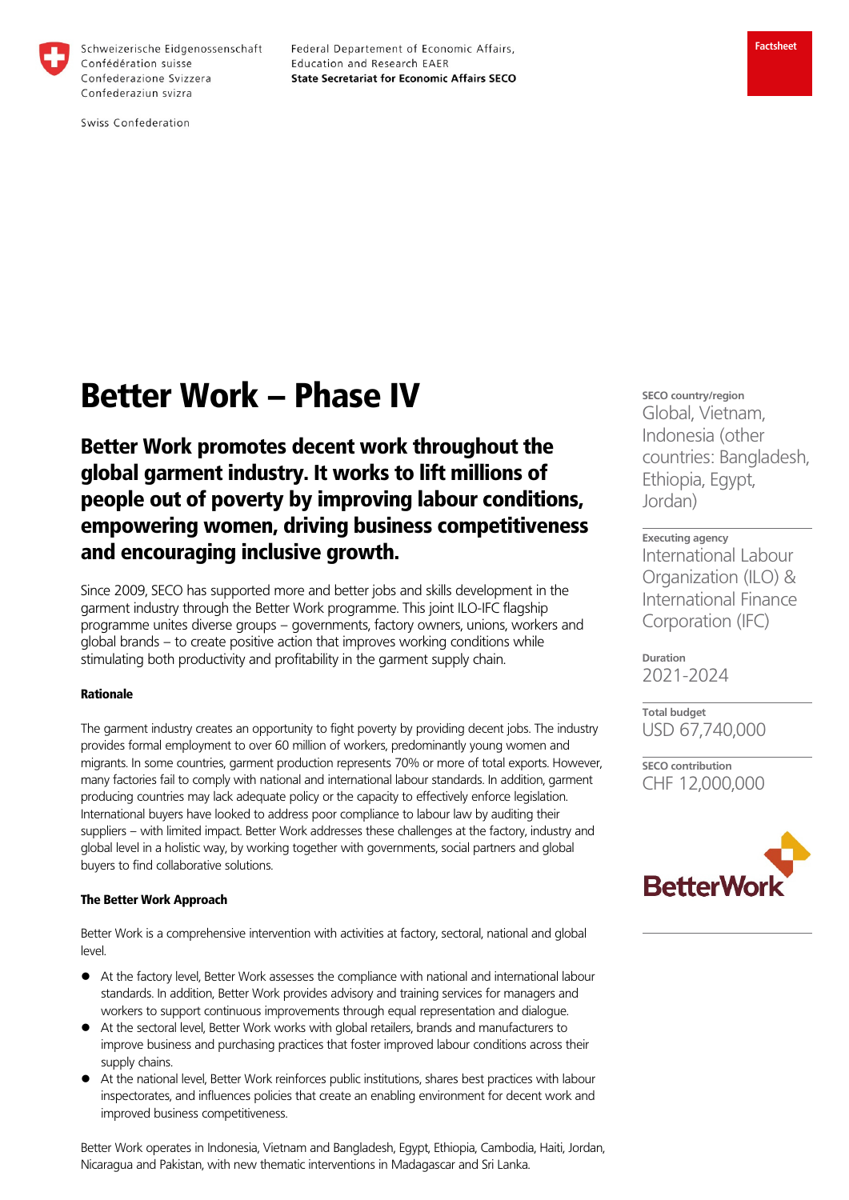Schweizerische Eidgenossenschaft
Confédération suisse
Confederazione Svizzera
Confederaziun svizra

Swiss Confederation

Federal Departement of Economic Affairs, Education and Research EAER
**State Secretariat for Economic Affairs SECO**

**Factsheet**

# Better Work – Phase IV

## Better Work promotes decent work throughout the global garment industry. It works to lift millions of people out of poverty by improving labour conditions, empowering women, driving business competitiveness and encouraging inclusive growth.

**SECO country/region**
Global, Vietnam, Indonesia (other countries: Bangladesh, Ethiopia, Egypt, Jordan)

**Executing agency**
International Labour Organization (ILO) & International Finance Corporation (IFC)

**Duration**
2021-2024

**Total budget**
USD 67,740,000

**SECO contribution**
CHF 12,000,000

Since 2009, SECO has supported more and better jobs and skills development in the garment industry through the Better Work programme. This joint ILO-IFC flagship programme unites diverse groups – governments, factory owners, unions, workers and global brands – to create positive action that improves working conditions while stimulating both productivity and profitability in the garment supply chain.

**Rationale**

The garment industry creates an opportunity to fight poverty by providing decent jobs. The industry provides formal employment to over 60 million of workers, predominantly young women and migrants. In some countries, garment production represents 70% or more of total exports. However, many factories fail to comply with national and international labour standards. In addition, garment producing countries may lack adequate policy or the capacity to effectively enforce legislation. International buyers have looked to address poor compliance to labour law by auditing their suppliers – with limited impact. Better Work addresses these challenges at the factory, industry and global level in a holistic way, by working together with governments, social partners and global buyers to find collaborative solutions.

**The Better Work Approach**

Better Work is a comprehensive intervention with activities at factory, sectoral, national and global level.

- At the factory level, Better Work assesses the compliance with national and international labour standards. In addition, Better Work provides advisory and training services for managers and workers to support continuous improvements through equal representation and dialogue.
- At the sectoral level, Better Work works with global retailers, brands and manufacturers to improve business and purchasing practices that foster improved labour conditions across their supply chains.
- At the national level, Better Work reinforces public institutions, shares best practices with labour inspectorates, and influences policies that create an enabling environment for decent work and improved business competitiveness.

Better Work operates in Indonesia, Vietnam and Bangladesh, Egypt, Ethiopia, Cambodia, Haiti, Jordan, Nicaragua and Pakistan, with new thematic interventions in Madagascar and Sri Lanka.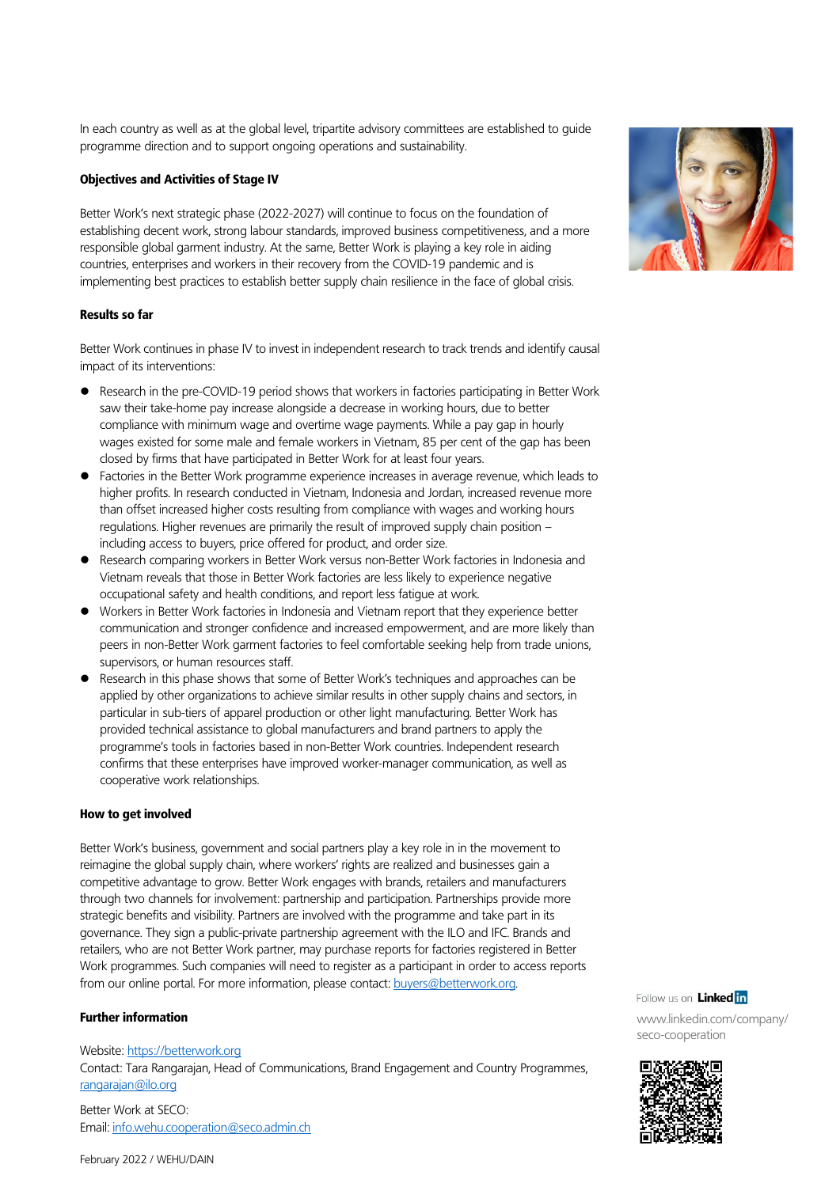In each country as well as at the global level, tripartite advisory committees are established to guide programme direction and to support ongoing operations and sustainability.

**Objectives and Activities of Stage IV**

Better Work's next strategic phase (2022-2027) will continue to focus on the foundation of establishing decent work, strong labour standards, improved business competitiveness, and a more responsible global garment industry. At the same, Better Work is playing a key role in aiding countries, enterprises and workers in their recovery from the COVID-19 pandemic and is implementing best practices to establish better supply chain resilience in the face of global crisis.

**Results so far**

Better Work continues in phase IV to invest in independent research to track trends and identify causal impact of its interventions:

- Research in the pre-COVID-19 period shows that workers in factories participating in Better Work saw their take-home pay increase alongside a decrease in working hours, due to better compliance with minimum wage and overtime wage payments. While a pay gap in hourly wages existed for some male and female workers in Vietnam, 85 per cent of the gap has been closed by firms that have participated in Better Work for at least four years.
- Factories in the Better Work programme experience increases in average revenue, which leads to higher profits. In research conducted in Vietnam, Indonesia and Jordan, increased revenue more than offset increased higher costs resulting from compliance with wages and working hours regulations. Higher revenues are primarily the result of improved supply chain position – including access to buyers, price offered for product, and order size.
- Research comparing workers in Better Work versus non-Better Work factories in Indonesia and Vietnam reveals that those in Better Work factories are less likely to experience negative occupational safety and health conditions, and report less fatigue at work.
- Workers in Better Work factories in Indonesia and Vietnam report that they experience better communication and stronger confidence and increased empowerment, and are more likely than peers in non-Better Work garment factories to feel comfortable seeking help from trade unions, supervisors, or human resources staff.
- Research in this phase shows that some of Better Work's techniques and approaches can be applied by other organizations to achieve similar results in other supply chains and sectors, in particular in sub-tiers of apparel production or other light manufacturing. Better Work has provided technical assistance to global manufacturers and brand partners to apply the programme's tools in factories based in non-Better Work countries. Independent research confirms that these enterprises have improved worker-manager communication, as well as cooperative work relationships.

**How to get involved**

Better Work's business, government and social partners play a key role in in the movement to reimagine the global supply chain, where workers' rights are realized and businesses gain a competitive advantage to grow. Better Work engages with brands, retailers and manufacturers through two channels for involvement: partnership and participation. Partnerships provide more strategic benefits and visibility. Partners are involved with the programme and take part in its governance. They sign a public-private partnership agreement with the ILO and IFC. Brands and retailers, who are not Better Work partner, may purchase reports for factories registered in Better Work programmes. Such companies will need to register as a participant in order to access reports from our online portal. For more information, please contact: buyers@betterwork.org.

**Further information**

Website: https://betterwork.org
Contact: Tara Rangarajan, Head of Communications, Brand Engagement and Country Programmes, rangarajan@ilo.org

Better Work at SECO:
Email: info.wehu.cooperation@seco.admin.ch

Follow us on LinkedIn
www.linkedin.com/company/seco-cooperation

February 2022 / WEHU/DAIN